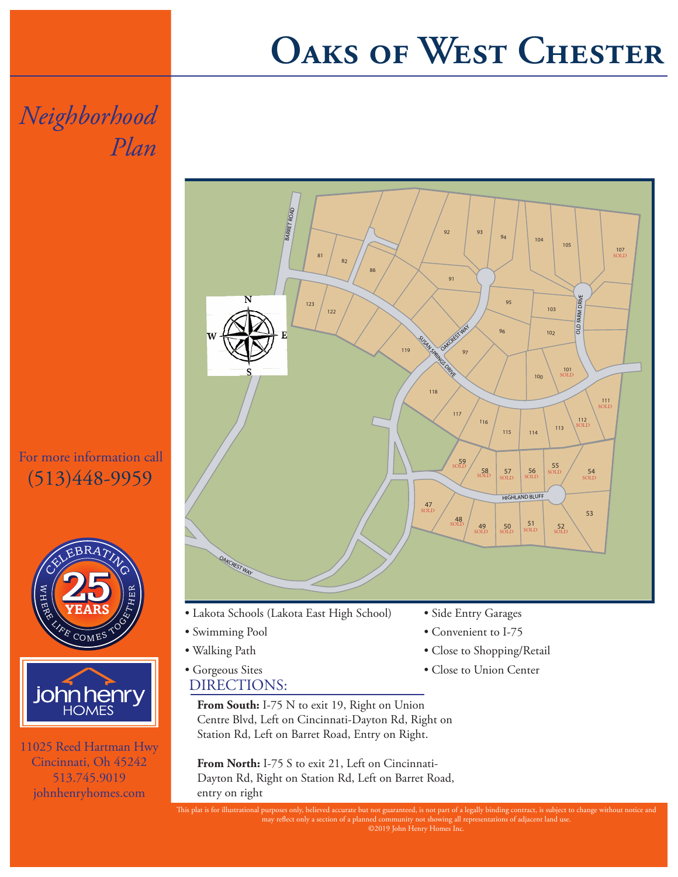# Oaks of West Chester

*Neighborhood Plan*

For more information call
(513)448-9959

- Lakota Schools (Lakota East High School)
- Swimming Pool
- Walking Path
- Gorgeous Sites
- Side Entry Garages
- Convenient to I-75
- Close to Shopping/Retail
- Close to Union Center

## DIRECTIONS:

**From South:** I-75 N to exit 19, Right on Union Centre Blvd, Left on Cincinnati-Dayton Rd, Right on Station Rd, Left on Barret Road, Entry on Right.

**From North:** I-75 S to exit 21, Left on Cincinnati-Dayton Rd, Right on Station Rd, Left on Barret Road, entry on right

john henry HOMES

11025 Reed Hartman Hwy
Cincinnati, Oh 45242
513.745.9019
johnhenryhomes.com

This plat is for illustrational purposes only, believed accurate but not guaranteed, is not part of a legally binding contract, is subject to change without notice and may reflect only a section of a planned community not showing all representations of adjacent land use.
©2019 John Henry Homes Inc.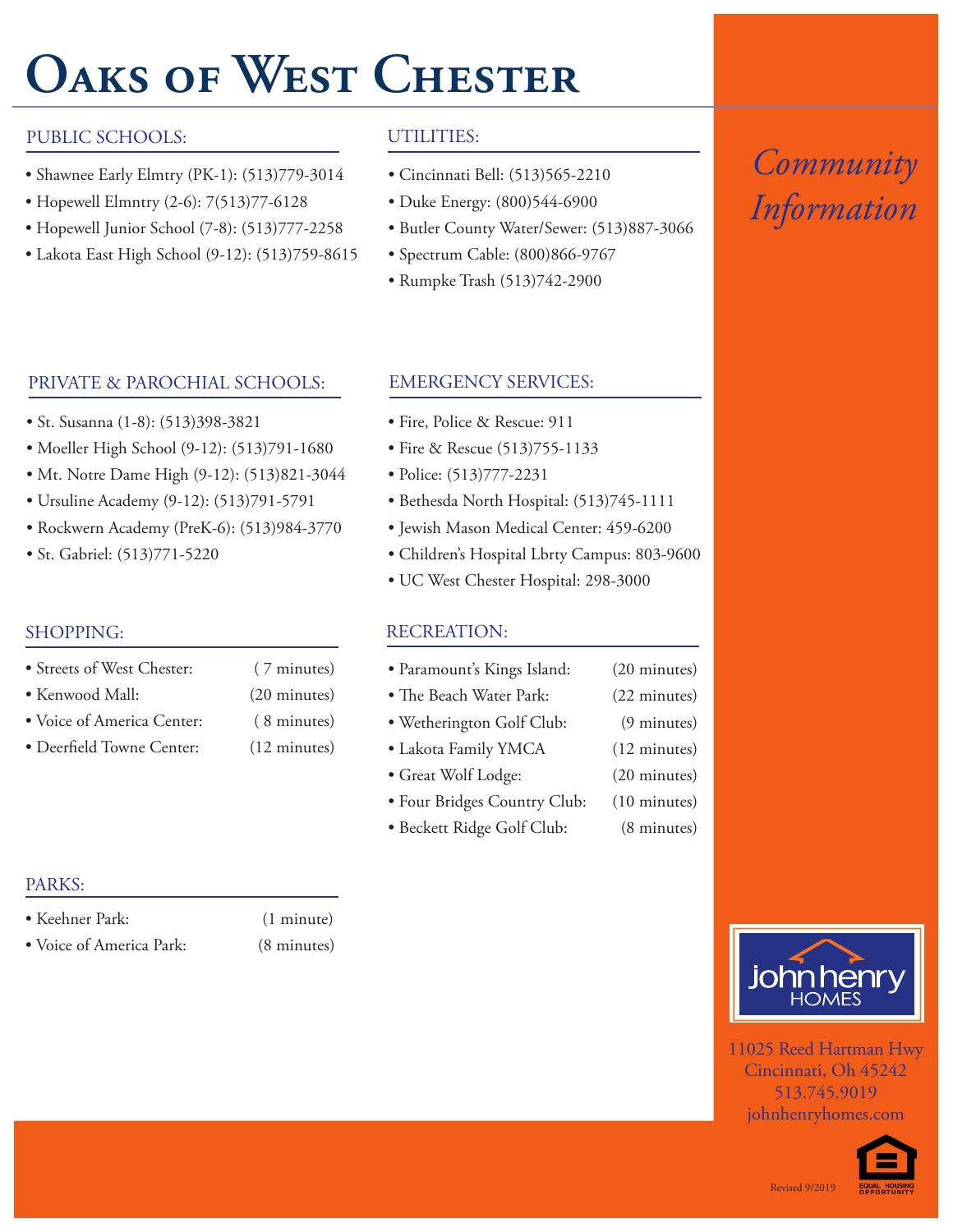# Oaks of West Chester

*Community Information*

## PUBLIC SCHOOLS:

- Shawnee Early Elmtry (PK-1): (513)779-3014
- Hopewell Elmntry (2-6): 7(513)77-6128
- Hopewell Junior School (7-8): (513)777-2258
- Lakota East High School (9-12): (513)759-8615

## UTILITIES:

- Cincinnati Bell: (513)565-2210
- Duke Energy: (800)544-6900
- Butler County Water/Sewer: (513)887-3066
- Spectrum Cable: (800)866-9767
- Rumpke Trash (513)742-2900

## PRIVATE & PAROCHIAL SCHOOLS:

- St. Susanna (1-8): (513)398-3821
- Moeller High School (9-12): (513)791-1680
- Mt. Notre Dame High (9-12): (513)821-3044
- Ursuline Academy (9-12): (513)791-5791
- Rockwern Academy (PreK-6): (513)984-3770
- St. Gabriel: (513)771-5220

## EMERGENCY SERVICES:

- Fire, Police & Rescue: 911
- Fire & Rescue (513)755-1133
- Police: (513)777-2231
- Bethesda North Hospital: (513)745-1111
- Jewish Mason Medical Center: 459-6200
- Children's Hospital Lbrty Campus: 803-9600
- UC West Chester Hospital: 298-3000

## SHOPPING:

- Streets of West Chester: (7 minutes)
- Kenwood Mall: (20 minutes)
- Voice of America Center: (8 minutes)
- Deerfield Towne Center: (12 minutes)

## RECREATION:

- Paramount's Kings Island: (20 minutes)
- The Beach Water Park: (22 minutes)
- Wetherington Golf Club: (9 minutes)
- Lakota Family YMCA (12 minutes)
- Great Wolf Lodge: (20 minutes)
- Four Bridges Country Club: (10 minutes)
- Beckett Ridge Golf Club: (8 minutes)

## PARKS:

- Keehner Park: (1 minute)
- Voice of America Park: (8 minutes)

john henry HOMES

11025 Reed Hartman Hwy
Cincinnati, Oh 45242
513.745.9019
johnhenryhomes.com

Revised 9/2019

EQUAL HOUSING OPPORTUNITY